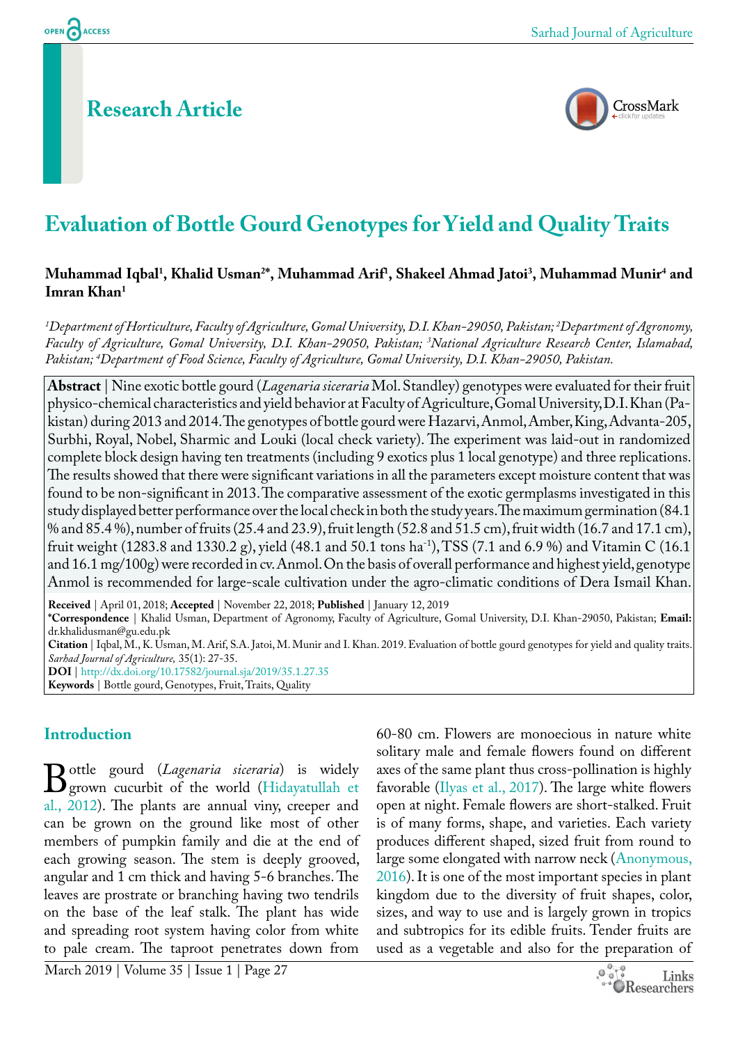Research Article

# Evaluation of Bottle Gourd Genotypes for Yield and Quality Traits

**Muhammad Iqbal[1], Khalid Usman[2*], Muhammad Arif[1], Shakeel Ahmad Jatoi[3], Muhammad Munir[4] and Imran Khan[1]**

*[1]Department of Horticulture, Faculty of Agriculture, Gomal University, D.I. Khan-29050, Pakistan; [2]Department of Agronomy, Faculty of Agriculture, Gomal University, D.I. Khan-29050, Pakistan; [3]National Agriculture Research Center, Islamabad, Pakistan; [4]Department of Food Science, Faculty of Agriculture, Gomal University, D.I. Khan-29050, Pakistan.*

**Abstract** | Nine exotic bottle gourd (*Lagenaria siceraria* Mol. Standley) genotypes were evaluated for their fruit physico-chemical characteristics and yield behavior at Faculty of Agriculture, Gomal University, D.I. Khan (Pakistan) during 2013 and 2014. The genotypes of bottle gourd were Hazarvi, Anmol, Amber, King, Advanta-205, Surbhi, Royal, Nobel, Sharmic and Louki (local check variety). The experiment was laid-out in randomized complete block design having ten treatments (including 9 exotics plus 1 local genotype) and three replications. The results showed that there were significant variations in all the parameters except moisture content that was found to be non-significant in 2013. The comparative assessment of the exotic germplasms investigated in this study displayed better performance over the local check in both the study years. The maximum germination (84.1 % and 85.4 %), number of fruits (25.4 and 23.9), fruit length (52.8 and 51.5 cm), fruit width (16.7 and 17.1 cm), fruit weight (1283.8 and 1330.2 g), yield (48.1 and 50.1 tons ha$^{-1}$), TSS (7.1 and 6.9 %) and Vitamin C (16.1 and 16.1 mg/100g) were recorded in cv. Anmol. On the basis of overall performance and highest yield, genotype Anmol is recommended for large-scale cultivation under the agro-climatic conditions of Dera Ismail Khan.

**Received** | April 01, 2018; **Accepted** | November 22, 2018; **Published** | January 12, 2019

**\*Correspondence** | Khalid Usman, Department of Agronomy, Faculty of Agriculture, Gomal University, D.I. Khan-29050, Pakistan; **Email:** dr.khalidusman@gu.edu.pk

**Citation** | Iqbal, M., K. Usman, M. Arif, S.A. Jatoi, M. Munir and I. Khan. 2019. Evaluation of bottle gourd genotypes for yield and quality traits. *Sarhad Journal of Agriculture,* 35(1): 27-35.

**DOI** | http://dx.doi.org/10.17582/journal.sja/2019/35.1.27.35

**Keywords** | Bottle gourd, Genotypes, Fruit, Traits, Quality

## Introduction

Bottle gourd (*Lagenaria siceraria*) is widely grown cucurbit of the world (Hidayatullah et al., 2012). The plants are annual viny, creeper and can be grown on the ground like most of other members of pumpkin family and die at the end of each growing season. The stem is deeply grooved, angular and 1 cm thick and having 5-6 branches. The leaves are prostrate or branching having two tendrils on the base of the leaf stalk. The plant has wide and spreading root system having color from white to pale cream. The taproot penetrates down from 60-80 cm. Flowers are monoecious in nature white solitary male and female flowers found on different axes of the same plant thus cross-pollination is highly favorable (Ilyas et al., 2017). The large white flowers open at night. Female flowers are short-stalked. Fruit is of many forms, shape, and varieties. Each variety produces different shaped, sized fruit from round to large some elongated with narrow neck (Anonymous, 2016). It is one of the most important species in plant kingdom due to the diversity of fruit shapes, color, sizes, and way to use and is largely grown in tropics and subtropics for its edible fruits. Tender fruits are used as a vegetable and also for the preparation of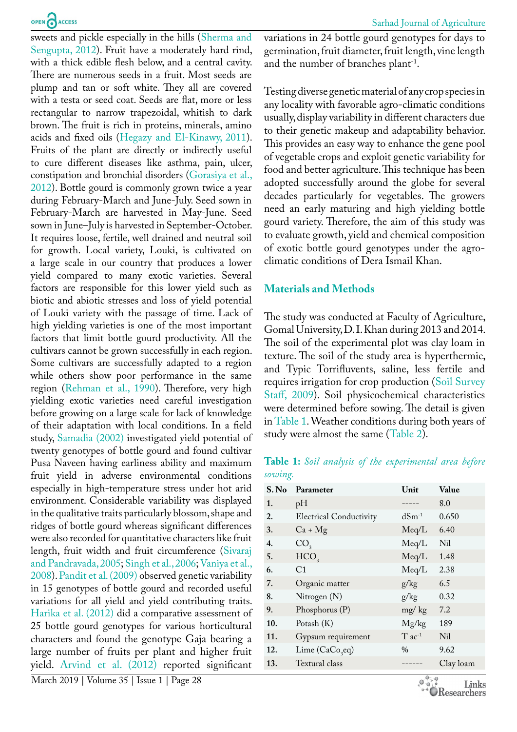sweets and pickle especially in the hills (Sherma and Sengupta, 2012). Fruit have a moderately hard rind, with a thick edible flesh below, and a central cavity. There are numerous seeds in a fruit. Most seeds are plump and tan or soft white. They all are covered with a testa or seed coat. Seeds are flat, more or less rectangular to narrow trapezoidal, whitish to dark brown. The fruit is rich in proteins, minerals, amino acids and fixed oils (Hegazy and El-Kinawy, 2011). Fruits of the plant are directly or indirectly useful to cure different diseases like asthma, pain, ulcer, constipation and bronchial disorders (Gorasiya et al., 2012). Bottle gourd is commonly grown twice a year during February-March and June-July. Seed sown in February-March are harvested in May-June. Seed sown in June–July is harvested in September-October. It requires loose, fertile, well drained and neutral soil for growth. Local variety, Louki, is cultivated on a large scale in our country that produces a lower yield compared to many exotic varieties. Several factors are responsible for this lower yield such as biotic and abiotic stresses and loss of yield potential of Louki variety with the passage of time. Lack of high yielding varieties is one of the most important factors that limit bottle gourd productivity. All the cultivars cannot be grown successfully in each region. Some cultivars are successfully adapted to a region while others show poor performance in the same region (Rehman et al., 1990). Therefore, very high yielding exotic varieties need careful investigation before growing on a large scale for lack of knowledge of their adaptation with local conditions. In a field study, Samadia (2002) investigated yield potential of twenty genotypes of bottle gourd and found cultivar Pusa Naveen having earliness ability and maximum fruit yield in adverse environmental conditions especially in high-temperature stress under hot arid environment. Considerable variability was displayed in the qualitative traits particularly blossom, shape and ridges of bottle gourd whereas significant differences were also recorded for quantitative characters like fruit length, fruit width and fruit circumference (Sivaraj and Pandravada, 2005; Singh et al., 2006; Vaniya et al., 2008). Pandit et al. (2009) observed genetic variability in 15 genotypes of bottle gourd and recorded useful variations for all yield and yield contributing traits. Harika et al. (2012) did a comparative assessment of 25 bottle gourd genotypes for various horticultural characters and found the genotype Gaja bearing a large number of fruits per plant and higher fruit yield. Arvind et al. (2012) reported significant variations in 24 bottle gourd genotypes for days to germination, fruit diameter, fruit length, vine length and the number of branches plant$^{-1}$.

Testing diverse genetic material of any crop species in any locality with favorable agro-climatic conditions usually, display variability in different characters due to their genetic makeup and adaptability behavior. This provides an easy way to enhance the gene pool of vegetable crops and exploit genetic variability for food and better agriculture. This technique has been adopted successfully around the globe for several decades particularly for vegetables. The growers need an early maturing and high yielding bottle gourd variety. Therefore, the aim of this study was to evaluate growth, yield and chemical composition of exotic bottle gourd genotypes under the agro-climatic conditions of Dera Ismail Khan.

## Materials and Methods

The study was conducted at Faculty of Agriculture, Gomal University, D.I. Khan during 2013 and 2014. The soil of the experimental plot was clay loam in texture. The soil of the study area is hyperthermic, and Typic Torrifluvents, saline, less fertile and requires irrigation for crop production (Soil Survey Staff, 2009). Soil physicochemical characteristics were determined before sowing. The detail is given in Table 1. Weather conditions during both years of study were almost the same (Table 2).

**Table 1:** *Soil analysis of the experimental area before sowing.*

| S. No | Parameter | Unit | Value |
|---|---|---|---|
| 1. | pH | ----- | 8.0 |
| 2. | Electrical Conductivity | dSm$^{-1}$ | 0.650 |
| 3. | Ca + Mg | Meq/L | 6.40 |
| 4. | $CO_3$ | Meq/L | Nil |
| 5. | $HCO_3$ | Meq/L | 1.48 |
| 6. | C1 | Meq/L | 2.38 |
| 7. | Organic matter | g/kg | 6.5 |
| 8. | Nitrogen (N) | g/kg | 0.32 |
| 9. | Phosphorus (P) | mg/ kg | 7.2 |
| 10. | Potash (K) | Mg/kg | 189 |
| 11. | Gypsum requirement | T ac$^{-1}$ | Nil |
| 12. | Lime ($CaCo_3$eq) | % | 9.62 |
| 13. | Textural class | ------ | Clay loam |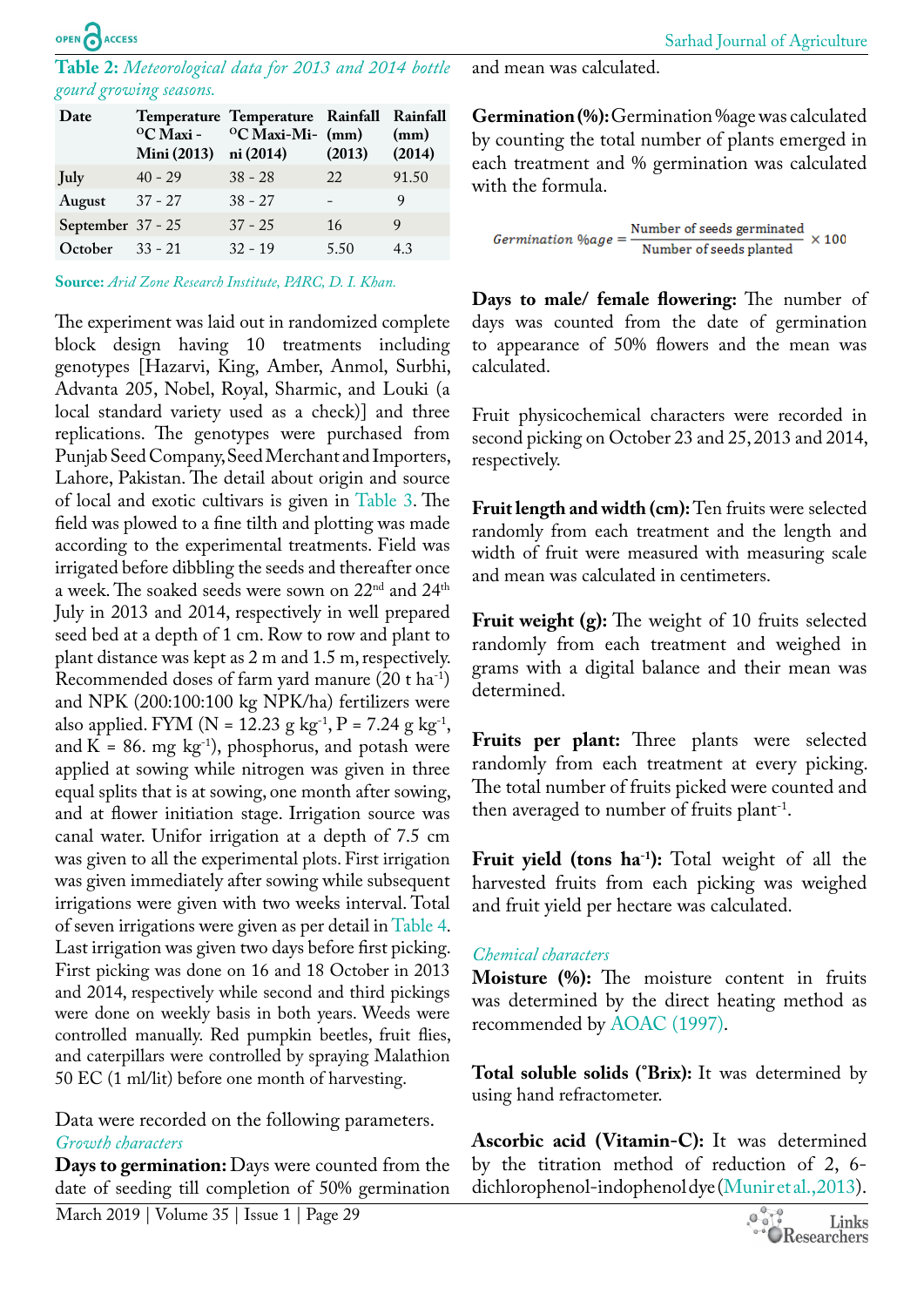**Table 2:** *Meteorological data for 2013 and 2014 bottle gourd growing seasons.*

| Date | Temperature °C Maxi - Mini (2013) | Temperature °C Maxi-Mini (2014) | Rainfall (mm) (2013) | Rainfall (mm) (2014) |
|---|---|---|---|---|
| July | 40 - 29 | 38 - 28 | 22 | 91.50 |
| August | 37 - 27 | 38 - 27 | - | 9 |
| September | 37 - 25 | 37 - 25 | 16 | 9 |
| October | 33 - 21 | 32 - 19 | 5.50 | 4.3 |

**Source:** *Arid Zone Research Institute, PARC, D. I. Khan.*

The experiment was laid out in randomized complete block design having 10 treatments including genotypes [Hazarvi, King, Amber, Anmol, Surbhi, Advanta 205, Nobel, Royal, Sharmic, and Louki (a local standard variety used as a check)] and three replications. The genotypes were purchased from Punjab Seed Company, Seed Merchant and Importers, Lahore, Pakistan. The detail about origin and source of local and exotic cultivars is given in Table 3. The field was plowed to a fine tilth and plotting was made according to the experimental treatments. Field was irrigated before dibbling the seeds and thereafter once a week. The soaked seeds were sown on 22nd and 24th July in 2013 and 2014, respectively in well prepared seed bed at a depth of 1 cm. Row to row and plant to plant distance was kept as 2 m and 1.5 m, respectively. Recommended doses of farm yard manure (20 t $ha^{-1}$) and NPK (200:100:100 kg NPK/ha) fertilizers were also applied. FYM (N = 12.23 g $kg^{-1}$, P = 7.24 g $kg^{-1}$, and K = 86. mg $kg^{-1}$), phosphorus, and potash were applied at sowing while nitrogen was given in three equal splits that is at sowing, one month after sowing, and at flower initiation stage. Irrigation source was canal water. Unifor irrigation at a depth of 7.5 cm was given to all the experimental plots. First irrigation was given immediately after sowing while subsequent irrigations were given with two weeks interval. Total of seven irrigations were given as per detail in Table 4. Last irrigation was given two days before first picking. First picking was done on 16 and 18 October in 2013 and 2014, respectively while second and third pickings were done on weekly basis in both years. Weeds were controlled manually. Red pumpkin beetles, fruit flies, and caterpillars were controlled by spraying Malathion 50 EC (1 ml/lit) before one month of harvesting.

Data were recorded on the following parameters.

*Growth characters*

**Days to germination:** Days were counted from the date of seeding till completion of 50% germination and mean was calculated.

**Germination (%):** Germination %age was calculated by counting the total number of plants emerged in each treatment and % germination was calculated with the formula.

$$Germination\ \%age = \frac{\text{Number of seeds germinated}}{\text{Number of seeds planted}} \times 100$$

**Days to male/ female flowering:** The number of days was counted from the date of germination to appearance of 50% flowers and the mean was calculated.

Fruit physicochemical characters were recorded in second picking on October 23 and 25, 2013 and 2014, respectively.

**Fruit length and width (cm):** Ten fruits were selected randomly from each treatment and the length and width of fruit were measured with measuring scale and mean was calculated in centimeters.

**Fruit weight (g):** The weight of 10 fruits selected randomly from each treatment and weighed in grams with a digital balance and their mean was determined.

**Fruits per plant:** Three plants were selected randomly from each treatment at every picking. The total number of fruits picked were counted and then averaged to number of fruits $plant^{-1}$.

**Fruit yield (tons $ha^{-1}$):** Total weight of all the harvested fruits from each picking was weighed and fruit yield per hectare was calculated.

*Chemical characters*

**Moisture (%):** The moisture content in fruits was determined by the direct heating method as recommended by AOAC (1997).

**Total soluble solids (°Brix):** It was determined by using hand refractometer.

**Ascorbic acid (Vitamin-C):** It was determined by the titration method of reduction of 2, 6-dichlorophenol-indophenol dye (Munir et al., 2013).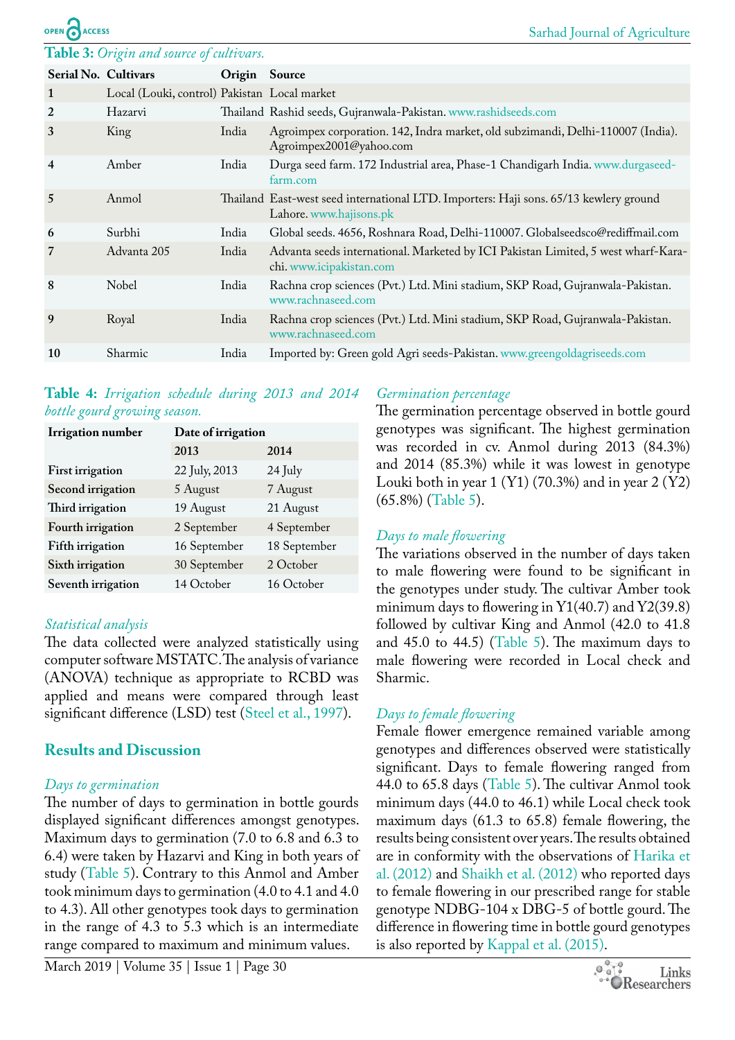**Table 3:** *Origin and source of cultivars.*

| Serial No. | Cultivars | Origin | Source |
|---|---|---|---|
| 1 | Local (Louki, control) | Pakistan | Local market |
| 2 | Hazarvi | Thailand | Rashid seeds, Gujranwala-Pakistan. www.rashidseeds.com |
| 3 | King | India | Agroimpex corporation. 142, Indra market, old subzimandi, Delhi-110007 (India). Agroimpex2001@yahoo.com |
| 4 | Amber | India | Durga seed farm. 172 Industrial area, Phase-1 Chandigarh India. www.durgaseed-farm.com |
| 5 | Anmol | Thailand | East-west seed international LTD. Importers: Haji sons. 65/13 kewlery ground Lahore. www.hajisons.pk |
| 6 | Surbhi | India | Global seeds. 4656, Roshnara Road, Delhi-110007. Globalseedsco@rediffmail.com |
| 7 | Advanta 205 | India | Advanta seeds international. Marketed by ICI Pakistan Limited, 5 west wharf-Karachi. www.icipakistan.com |
| 8 | Nobel | India | Rachna crop sciences (Pvt.) Ltd. Mini stadium, SKP Road, Gujranwala-Pakistan. www.rachnaseed.com |
| 9 | Royal | India | Rachna crop sciences (Pvt.) Ltd. Mini stadium, SKP Road, Gujranwala-Pakistan. www.rachnaseed.com |
| 10 | Sharmic | India | Imported by: Green gold Agri seeds-Pakistan. www.greengoldagriseeds.com |

**Table 4:** *Irrigation schedule during 2013 and 2014 bottle gourd growing season.*

| Irrigation number | Date of irrigation | |
|---|---|---|
| | 2013 | 2014 |
| First irrigation | 22 July, 2013 | 24 July |
| Second irrigation | 5 August | 7 August |
| Third irrigation | 19 August | 21 August |
| Fourth irrigation | 2 September | 4 September |
| Fifth irrigation | 16 September | 18 September |
| Sixth irrigation | 30 September | 2 October |
| Seventh irrigation | 14 October | 16 October |

*Statistical analysis*

The data collected were analyzed statistically using computer software MSTATC. The analysis of variance (ANOVA) technique as appropriate to RCBD was applied and means were compared through least significant difference (LSD) test (Steel et al., 1997).

## Results and Discussion

*Days to germination*

The number of days to germination in bottle gourds displayed significant differences amongst genotypes. Maximum days to germination (7.0 to 6.8 and 6.3 to 6.4) were taken by Hazarvi and King in both years of study (Table 5). Contrary to this Anmol and Amber took minimum days to germination (4.0 to 4.1 and 4.0 to 4.3). All other genotypes took days to germination in the range of 4.3 to 5.3 which is an intermediate range compared to maximum and minimum values.

*Germination percentage*

The germination percentage observed in bottle gourd genotypes was significant. The highest germination was recorded in cv. Anmol during 2013 (84.3%) and 2014 (85.3%) while it was lowest in genotype Louki both in year 1 (Y1) (70.3%) and in year 2 (Y2) (65.8%) (Table 5).

*Days to male flowering*

The variations observed in the number of days taken to male flowering were found to be significant in the genotypes under study. The cultivar Amber took minimum days to flowering in Y1(40.7) and Y2(39.8) followed by cultivar King and Anmol (42.0 to 41.8 and 45.0 to 44.5) (Table 5). The maximum days to male flowering were recorded in Local check and Sharmic.

*Days to female flowering*

Female flower emergence remained variable among genotypes and differences observed were statistically significant. Days to female flowering ranged from 44.0 to 65.8 days (Table 5). The cultivar Anmol took minimum days (44.0 to 46.1) while Local check took maximum days (61.3 to 65.8) female flowering, the results being consistent over years. The results obtained are in conformity with the observations of Harika et al. (2012) and Shaikh et al. (2012) who reported days to female flowering in our prescribed range for stable genotype NDBG-104 x DBG-5 of bottle gourd. The difference in flowering time in bottle gourd genotypes is also reported by Kappal et al. (2015).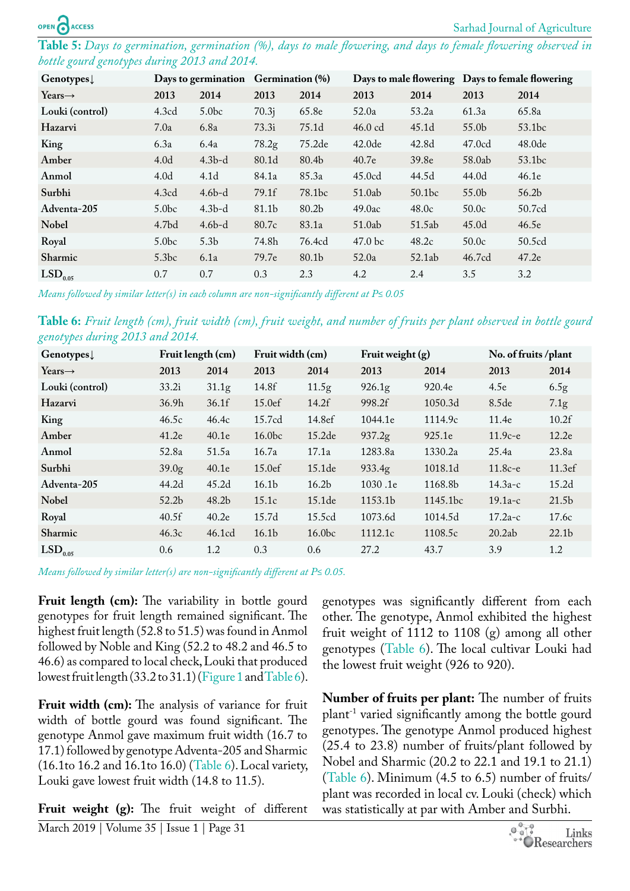**Table 5:** *Days to germination, germination (%), days to male flowering, and days to female flowering observed in bottle gourd genotypes during 2013 and 2014.*

| Genotypes↓ | Days to germination | | Germination (%) | | Days to male flowering | | Days to female flowering | |
|---|---|---|---|---|---|---|---|---|
| Years→ | 2013 | 2014 | 2013 | 2014 | 2013 | 2014 | 2013 | 2014 |
| Louki (control) | 4.3cd | 5.0bc | 70.3j | 65.8e | 52.0a | 53.2a | 61.3a | 65.8a |
| Hazarvi | 7.0a | 6.8a | 73.3i | 75.1d | 46.0 cd | 45.1d | 55.0b | 53.1bc |
| King | 6.3a | 6.4a | 78.2g | 75.2de | 42.0de | 42.8d | 47.0cd | 48.0de |
| Amber | 4.0d | 4.3b-d | 80.1d | 80.4b | 40.7e | 39.8e | 58.0ab | 53.1bc |
| Anmol | 4.0d | 4.1d | 84.1a | 85.3a | 45.0cd | 44.5d | 44.0d | 46.1e |
| Surbhi | 4.3cd | 4.6b-d | 79.1f | 78.1bc | 51.0ab | 50.1bc | 55.0b | 56.2b |
| Adventa-205 | 5.0bc | 4.3b-d | 81.1b | 80.2b | 49.0ac | 48.0c | 50.0c | 50.7cd |
| Nobel | 4.7bd | 4.6b-d | 80.7c | 83.1a | 51.0ab | 51.5ab | 45.0d | 46.5e |
| Royal | 5.0bc | 5.3b | 74.8h | 76.4cd | 47.0 bc | 48.2c | 50.0c | 50.5cd |
| Sharmic | 5.3bc | 6.1a | 79.7e | 80.1b | 52.0a | 52.1ab | 46.7cd | 47.2e |
| $LSD_{0.05}$ | 0.7 | 0.7 | 0.3 | 2.3 | 4.2 | 2.4 | 3.5 | 3.2 |

*Means followed by similar letter(s) in each column are non-significantly different at P≤ 0.05*

**Table 6:** *Fruit length (cm), fruit width (cm), fruit weight, and number of fruits per plant observed in bottle gourd genotypes during 2013 and 2014.*

| Genotypes↓ | Fruit length (cm) | | Fruit width (cm) | | Fruit weight (g) | | No. of fruits /plant | |
|---|---|---|---|---|---|---|---|---|
| Years→ | 2013 | 2014 | 2013 | 2014 | 2013 | 2014 | 2013 | 2014 |
| Louki (control) | 33.2i | 31.1g | 14.8f | 11.5g | 926.1g | 920.4e | 4.5e | 6.5g |
| Hazarvi | 36.9h | 36.1f | 15.0ef | 14.2f | 998.2f | 1050.3d | 8.5de | 7.1g |
| King | 46.5c | 46.4c | 15.7cd | 14.8ef | 1044.1e | 1114.9c | 11.4e | 10.2f |
| Amber | 41.2e | 40.1e | 16.0bc | 15.2de | 937.2g | 925.1e | 11.9c-e | 12.2e |
| Anmol | 52.8a | 51.5a | 16.7a | 17.1a | 1283.8a | 1330.2a | 25.4a | 23.8a |
| Surbhi | 39.0g | 40.1e | 15.0ef | 15.1de | 933.4g | 1018.1d | 11.8c-e | 11.3ef |
| Adventa-205 | 44.2d | 45.2d | 16.1b | 16.2b | 1030 .1e | 1168.8b | 14.3a-c | 15.2d |
| Nobel | 52.2b | 48.2b | 15.1c | 15.1de | 1153.1b | 1145.1bc | 19.1a-c | 21.5b |
| Royal | 40.5f | 40.2e | 15.7d | 15.5cd | 1073.6d | 1014.5d | 17.2a-c | 17.6c |
| Sharmic | 46.3c | 46.1cd | 16.1b | 16.0bc | 1112.1c | 1108.5c | 20.2ab | 22.1b |
| $LSD_{0.05}$ | 0.6 | 1.2 | 0.3 | 0.6 | 27.2 | 43.7 | 3.9 | 1.2 |

*Means followed by similar letter(s) are non-significantly different at P≤ 0.05.*

**Fruit length (cm):** The variability in bottle gourd genotypes for fruit length remained significant. The highest fruit length (52.8 to 51.5) was found in Anmol followed by Noble and King (52.2 to 48.2 and 46.5 to 46.6) as compared to local check, Louki that produced lowest fruit length (33.2 to 31.1) (Figure 1 and Table 6).

**Fruit width (cm):** The analysis of variance for fruit width of bottle gourd was found significant. The genotype Anmol gave maximum fruit width (16.7 to 17.1) followed by genotype Adventa-205 and Sharmic (16.1to 16.2 and 16.1to 16.0) (Table 6). Local variety, Louki gave lowest fruit width (14.8 to 11.5).

**Fruit weight (g):** The fruit weight of different genotypes was significantly different from each other. The genotype, Anmol exhibited the highest fruit weight of 1112 to 1108 (g) among all other genotypes (Table 6). The local cultivar Louki had the lowest fruit weight (926 to 920).

**Number of fruits per plant:** The number of fruits plant$^{-1}$ varied significantly among the bottle gourd genotypes. The genotype Anmol produced highest (25.4 to 23.8) number of fruits/plant followed by Nobel and Sharmic (20.2 to 22.1 and 19.1 to 21.1) (Table 6). Minimum (4.5 to 6.5) number of fruits/plant was recorded in local cv. Louki (check) which was statistically at par with Amber and Surbhi.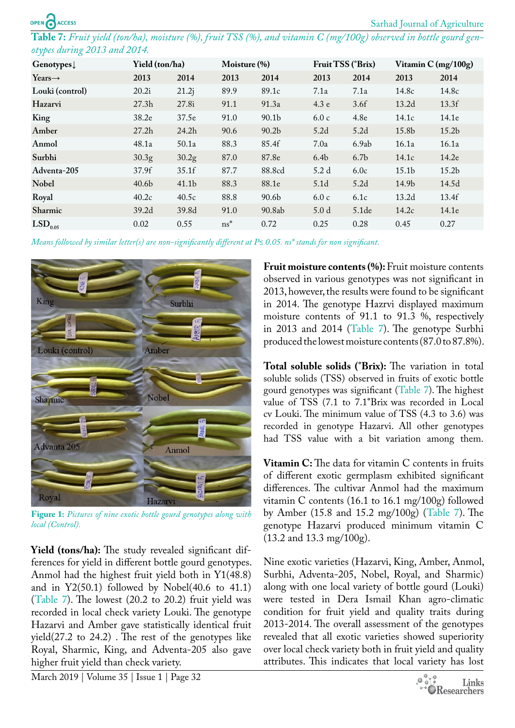**Table 7:** *Fruit yield (ton/ha), moisture (%), fruit TSS (%), and vitamin C (mg/100g) observed in bottle gourd genotypes during 2013 and 2014.*

| Genotypes↓ | Yield (ton/ha) | | Moisture (%) | | Fruit TSS (°Brix) | | Vitamin C (mg/100g) | |
|---|---|---|---|---|---|---|---|---|
| Years→ | 2013 | 2014 | 2013 | 2014 | 2013 | 2014 | 2013 | 2014 |
| Louki (control) | 20.2i | 21.2j | 89.9 | 89.1c | 7.1a | 7.1a | 14.8c | 14.8c |
| Hazarvi | 27.3h | 27.8i | 91.1 | 91.3a | 4.3 e | 3.6f | 13.2d | 13.3f |
| King | 38.2e | 37.5e | 91.0 | 90.1b | 6.0 c | 4.8e | 14.1c | 14.1e |
| Amber | 27.2h | 24.2h | 90.6 | 90.2b | 5.2d | 5.2d | 15.8b | 15.2b |
| Anmol | 48.1a | 50.1a | 88.3 | 85.4f | 7.0a | 6.9ab | 16.1a | 16.1a |
| Surbhi | 30.3g | 30.2g | 87.0 | 87.8e | 6.4b | 6.7b | 14.1c | 14.2e |
| Adventa-205 | 37.9f | 35.1f | 87.7 | 88.8cd | 5.2 d | 6.0c | 15.1b | 15.2b |
| Nobel | 40.6b | 41.1b | 88.3 | 88.1e | 5.1d | 5.2d | 14.9b | 14.5d |
| Royal | 40.2c | 40.5c | 88.8 | 90.6b | 6.0 c | 6.1c | 13.2d | 13.4f |
| Sharmic | 39.2d | 39.8d | 91.0 | 90.8ab | 5.0 d | 5.1de | 14.2c | 14.1e |
| $LSD_{0.05}$ | 0.02 | 0.55 | ns* | 0.72 | 0.25 | 0.28 | 0.45 | 0.27 |

*Means followed by similar letter(s) are non-significantly different at P≤ 0.05. ns* stands for non significant.*

**Figure 1:** *Pictures of nine exotic bottle gourd genotypes along with local (Control).*

**Yield (tons/ha):** The study revealed significant differences for yield in different bottle gourd genotypes. Anmol had the highest fruit yield both in Y1(48.8) and in Y2(50.1) followed by Nobel(40.6 to 41.1) (Table 7). The lowest (20.2 to 20.2) fruit yield was recorded in local check variety Louki. The genotype Hazarvi and Amber gave statistically identical fruit yield(27.2 to 24.2) . The rest of the genotypes like Royal, Sharmic, King, and Adventa-205 also gave higher fruit yield than check variety.

**Fruit moisture contents (%):** Fruit moisture contents observed in various genotypes was not significant in 2013, however, the results were found to be significant in 2014. The genotype Hazrvi displayed maximum moisture contents of 91.1 to 91.3 %, respectively in 2013 and 2014 (Table 7). The genotype Surbhi produced the lowest moisture contents (87.0 to 87.8%).

**Total soluble solids (°Brix):** The variation in total soluble solids (TSS) observed in fruits of exotic bottle gourd genotypes was significant (Table 7). The highest value of TSS (7.1 to 7.1°Brix was recorded in Local cv Louki. The minimum value of TSS (4.3 to 3.6) was recorded in genotype Hazarvi. All other genotypes had TSS value with a bit variation among them.

**Vitamin C:** The data for vitamin C contents in fruits of different exotic germplasm exhibited significant differences. The cultivar Anmol had the maximum vitamin C contents (16.1 to 16.1 mg/100g) followed by Amber (15.8 and 15.2 mg/100g) (Table 7). The genotype Hazarvi produced minimum vitamin C (13.2 and 13.3 mg/100g).

Nine exotic varieties (Hazarvi, King, Amber, Anmol, Surbhi, Adventa-205, Nobel, Royal, and Sharmic) along with one local variety of bottle gourd (Louki) were tested in Dera Ismail Khan agro-climatic condition for fruit yield and quality traits during 2013-2014. The overall assessment of the genotypes revealed that all exotic varieties showed superiority over local check variety both in fruit yield and quality attributes. This indicates that local variety has lost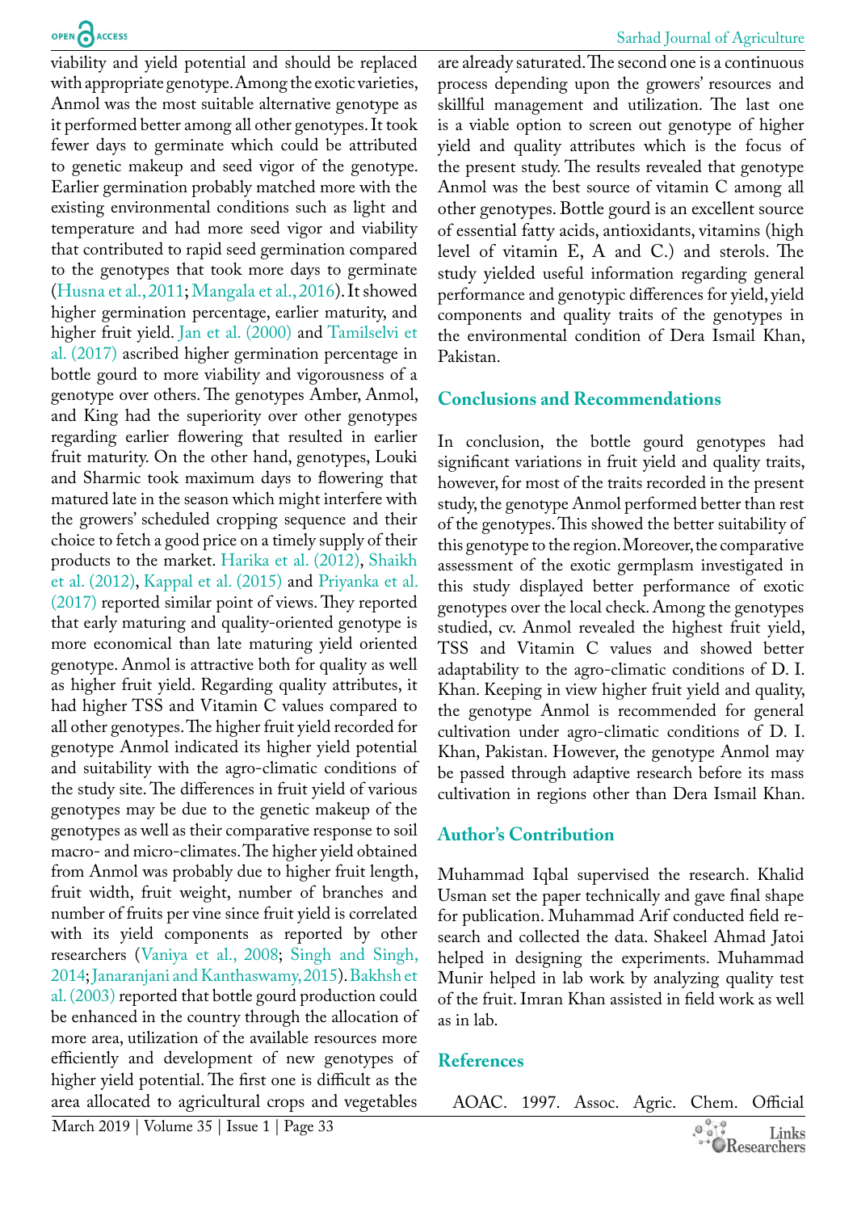viability and yield potential and should be replaced with appropriate genotype. Among the exotic varieties, Anmol was the most suitable alternative genotype as it performed better among all other genotypes. It took fewer days to germinate which could be attributed to genetic makeup and seed vigor of the genotype. Earlier germination probably matched more with the existing environmental conditions such as light and temperature and had more seed vigor and viability that contributed to rapid seed germination compared to the genotypes that took more days to germinate (Husna et al., 2011; Mangala et al., 2016). It showed higher germination percentage, earlier maturity, and higher fruit yield. Jan et al. (2000) and Tamilselvi et al. (2017) ascribed higher germination percentage in bottle gourd to more viability and vigorousness of a genotype over others. The genotypes Amber, Anmol, and King had the superiority over other genotypes regarding earlier flowering that resulted in earlier fruit maturity. On the other hand, genotypes, Louki and Sharmic took maximum days to flowering that matured late in the season which might interfere with the growers' scheduled cropping sequence and their choice to fetch a good price on a timely supply of their products to the market. Harika et al. (2012), Shaikh et al. (2012), Kappal et al. (2015) and Priyanka et al. (2017) reported similar point of views. They reported that early maturing and quality-oriented genotype is more economical than late maturing yield oriented genotype. Anmol is attractive both for quality as well as higher fruit yield. Regarding quality attributes, it had higher TSS and Vitamin C values compared to all other genotypes. The higher fruit yield recorded for genotype Anmol indicated its higher yield potential and suitability with the agro-climatic conditions of the study site. The differences in fruit yield of various genotypes may be due to the genetic makeup of the genotypes as well as their comparative response to soil macro- and micro-climates. The higher yield obtained from Anmol was probably due to higher fruit length, fruit width, fruit weight, number of branches and number of fruits per vine since fruit yield is correlated with its yield components as reported by other researchers (Vaniya et al., 2008; Singh and Singh, 2014; Janaranjani and Kanthaswamy, 2015). Bakhsh et al. (2003) reported that bottle gourd production could be enhanced in the country through the allocation of more area, utilization of the available resources more efficiently and development of new genotypes of higher yield potential. The first one is difficult as the area allocated to agricultural crops and vegetables are already saturated. The second one is a continuous process depending upon the growers' resources and skillful management and utilization. The last one is a viable option to screen out genotype of higher yield and quality attributes which is the focus of the present study. The results revealed that genotype Anmol was the best source of vitamin C among all other genotypes. Bottle gourd is an excellent source of essential fatty acids, antioxidants, vitamins (high level of vitamin E, A and C.) and sterols. The study yielded useful information regarding general performance and genotypic differences for yield, yield components and quality traits of the genotypes in the environmental condition of Dera Ismail Khan, Pakistan.

## Conclusions and Recommendations

In conclusion, the bottle gourd genotypes had significant variations in fruit yield and quality traits, however, for most of the traits recorded in the present study, the genotype Anmol performed better than rest of the genotypes. This showed the better suitability of this genotype to the region. Moreover, the comparative assessment of the exotic germplasm investigated in this study displayed better performance of exotic genotypes over the local check. Among the genotypes studied, cv. Anmol revealed the highest fruit yield, TSS and Vitamin C values and showed better adaptability to the agro-climatic conditions of D. I. Khan. Keeping in view higher fruit yield and quality, the genotype Anmol is recommended for general cultivation under agro-climatic conditions of D. I. Khan, Pakistan. However, the genotype Anmol may be passed through adaptive research before its mass cultivation in regions other than Dera Ismail Khan.

## Author's Contribution

Muhammad Iqbal supervised the research. Khalid Usman set the paper technically and gave final shape for publication. Muhammad Arif conducted field research and collected the data. Shakeel Ahmad Jatoi helped in designing the experiments. Muhammad Munir helped in lab work by analyzing quality test of the fruit. Imran Khan assisted in field work as well as in lab.

## References

AOAC. 1997. Assoc. Agric. Chem. Official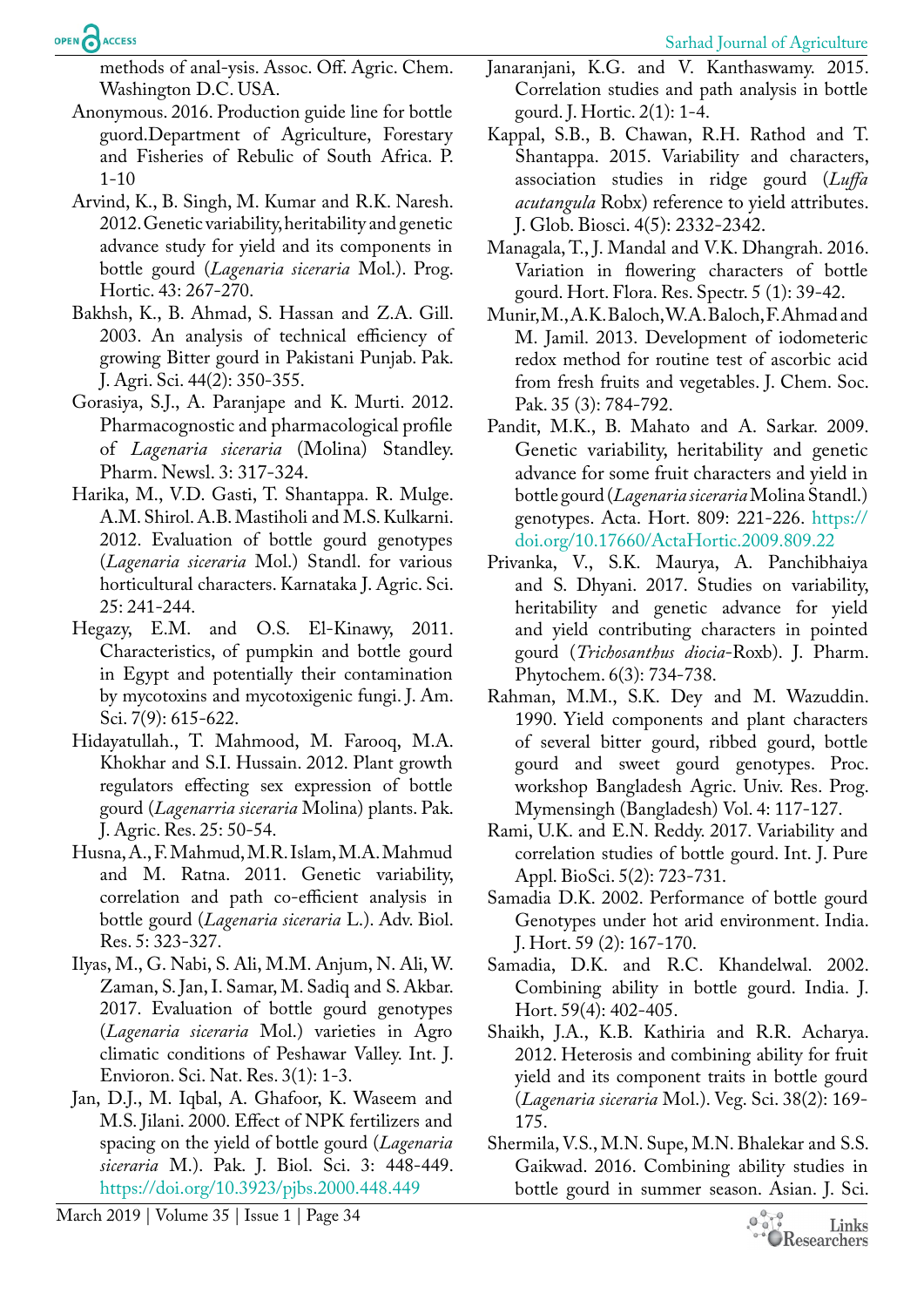methods of anal-ysis. Assoc. Off. Agric. Chem. Washington D.C. USA.

Anonymous. 2016. Production guide line for bottle guord.Department of Agriculture, Forestary and Fisheries of Rebulic of South Africa. P. 1-10

Arvind, K., B. Singh, M. Kumar and R.K. Naresh. 2012. Genetic variability, heritability and genetic advance study for yield and its components in bottle gourd (*Lagenaria siceraria* Mol.). Prog. Hortic. 43: 267-270.

Bakhsh, K., B. Ahmad, S. Hassan and Z.A. Gill. 2003. An analysis of technical efficiency of growing Bitter gourd in Pakistani Punjab. Pak. J. Agri. Sci. 44(2): 350-355.

Gorasiya, S.J., A. Paranjape and K. Murti. 2012. Pharmacognostic and pharmacological profile of *Lagenaria siceraria* (Molina) Standley. Pharm. Newsl. 3: 317-324.

Harika, M., V.D. Gasti, T. Shantappa. R. Mulge. A.M. Shirol. A.B. Mastiholi and M.S. Kulkarni. 2012. Evaluation of bottle gourd genotypes (*Lagenaria siceraria* Mol.) Standl. for various horticultural characters. Karnataka J. Agric. Sci. 25: 241-244.

Hegazy, E.M. and O.S. El-Kinawy, 2011. Characteristics, of pumpkin and bottle gourd in Egypt and potentially their contamination by mycotoxins and mycotoxigenic fungi. J. Am. Sci. 7(9): 615-622.

Hidayatullah., T. Mahmood, M. Farooq, M.A. Khokhar and S.I. Hussain. 2012. Plant growth regulators effecting sex expression of bottle gourd (*Lagenarria siceraria* Molina) plants. Pak. J. Agric. Res. 25: 50-54.

Husna, A., F. Mahmud, M.R. Islam, M.A. Mahmud and M. Ratna. 2011. Genetic variability, correlation and path co-efficient analysis in bottle gourd (*Lagenaria siceraria* L.). Adv. Biol. Res. 5: 323-327.

Ilyas, M., G. Nabi, S. Ali, M.M. Anjum, N. Ali, W. Zaman, S. Jan, I. Samar, M. Sadiq and S. Akbar. 2017. Evaluation of bottle gourd genotypes (*Lagenaria siceraria* Mol.) varieties in Agro climatic conditions of Peshawar Valley. Int. J. Envioron. Sci. Nat. Res. 3(1): 1-3.

Jan, D.J., M. Iqbal, A. Ghafoor, K. Waseem and M.S. Jilani. 2000. Effect of NPK fertilizers and spacing on the yield of bottle gourd (*Lagenaria siceraria* M.). Pak. J. Biol. Sci. 3: 448-449. https://doi.org/10.3923/pjbs.2000.448.449

Janaranjani, K.G. and V. Kanthaswamy. 2015. Correlation studies and path analysis in bottle gourd. J. Hortic. 2(1): 1-4.

Kappal, S.B., B. Chawan, R.H. Rathod and T. Shantappa. 2015. Variability and characters, association studies in ridge gourd (*Luffa acutangula* Robx) reference to yield attributes. J. Glob. Biosci. 4(5): 2332-2342.

Managala, T., J. Mandal and V.K. Dhangrah. 2016. Variation in flowering characters of bottle gourd. Hort. Flora. Res. Spectr. 5 (1): 39-42.

Munir, M., A.K. Baloch, W.A. Baloch, F. Ahmad and M. Jamil. 2013. Development of iodometeric redox method for routine test of ascorbic acid from fresh fruits and vegetables. J. Chem. Soc. Pak. 35 (3): 784-792.

Pandit, M.K., B. Mahato and A. Sarkar. 2009. Genetic variability, heritability and genetic advance for some fruit characters and yield in bottle gourd (*Lagenaria siceraria* Molina Standl.) genotypes. Acta. Hort. 809: 221-226. https://doi.org/10.17660/ActaHortic.2009.809.22

Privanka, V., S.K. Maurya, A. Panchibhaiya and S. Dhyani. 2017. Studies on variability, heritability and genetic advance for yield and yield contributing characters in pointed gourd (*Trichosanthus diocia*-Roxb). J. Pharm. Phytochem. 6(3): 734-738.

Rahman, M.M., S.K. Dey and M. Wazuddin. 1990. Yield components and plant characters of several bitter gourd, ribbed gourd, bottle gourd and sweet gourd genotypes. Proc. workshop Bangladesh Agric. Univ. Res. Prog. Mymensingh (Bangladesh) Vol. 4: 117-127.

Rami, U.K. and E.N. Reddy. 2017. Variability and correlation studies of bottle gourd. Int. J. Pure Appl. BioSci. 5(2): 723-731.

Samadia D.K. 2002. Performance of bottle gourd Genotypes under hot arid environment. India. J. Hort. 59 (2): 167-170.

Samadia, D.K. and R.C. Khandelwal. 2002. Combining ability in bottle gourd. India. J. Hort. 59(4): 402-405.

Shaikh, J.A., K.B. Kathiria and R.R. Acharya. 2012. Heterosis and combining ability for fruit yield and its component traits in bottle gourd (*Lagenaria siceraria* Mol.). Veg. Sci. 38(2): 169-175.

Shermila, V.S., M.N. Supe, M.N. Bhalekar and S.S. Gaikwad. 2016. Combining ability studies in bottle gourd in summer season. Asian. J. Sci.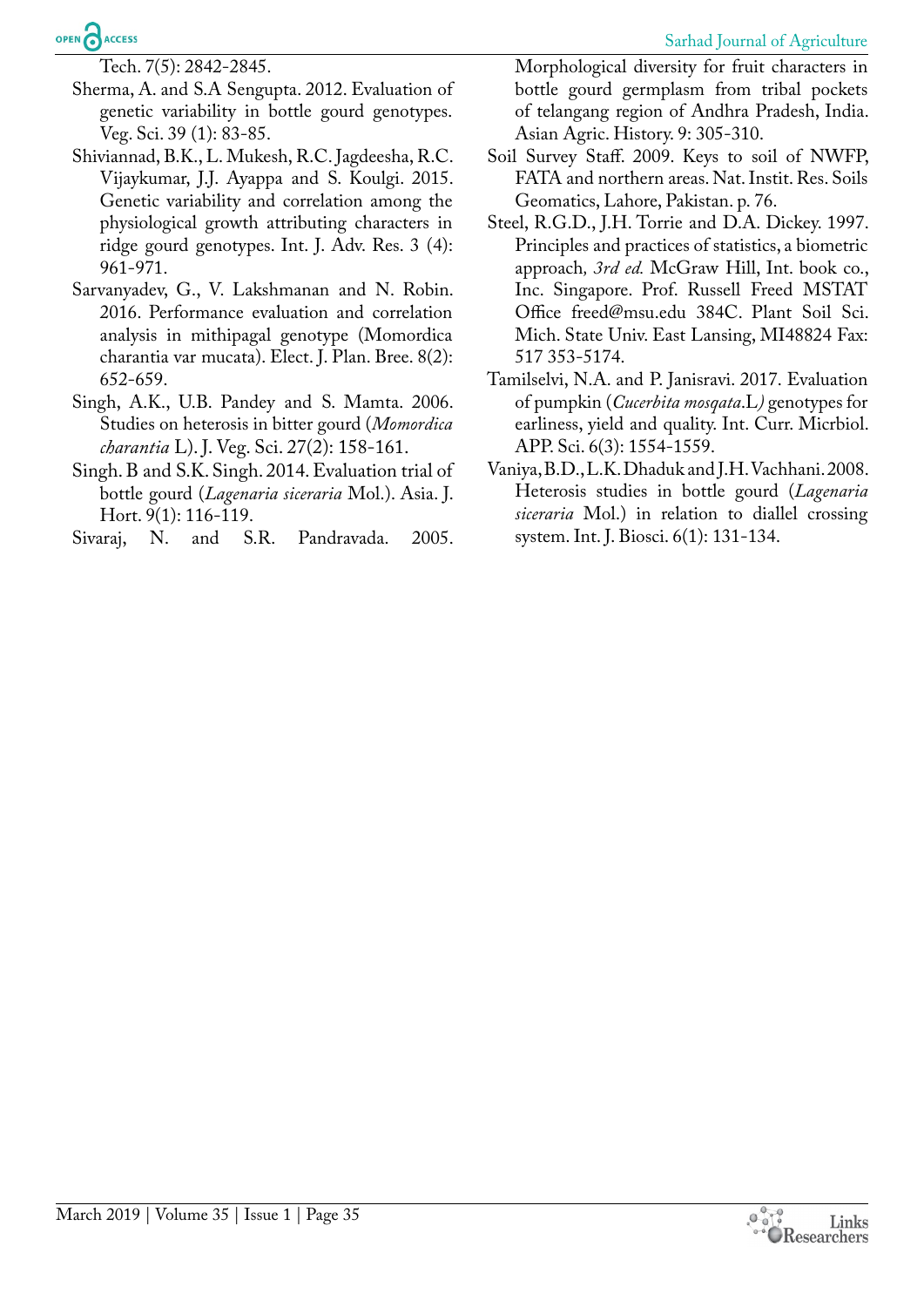Tech. 7(5): 2842-2845.

Sherma, A. and S.A Sengupta. 2012. Evaluation of genetic variability in bottle gourd genotypes. Veg. Sci. 39 (1): 83-85.

Shiviannad, B.K., L. Mukesh, R.C. Jagdeesha, R.C. Vijaykumar, J.J. Ayappa and S. Koulgi. 2015. Genetic variability and correlation among the physiological growth attributing characters in ridge gourd genotypes. Int. J. Adv. Res. 3 (4): 961-971.

Sarvanyadev, G., V. Lakshmanan and N. Robin. 2016. Performance evaluation and correlation analysis in mithipagal genotype (Momordica charantia var mucata). Elect. J. Plan. Bree. 8(2): 652-659.

Singh, A.K., U.B. Pandey and S. Mamta. 2006. Studies on heterosis in bitter gourd (*Momordica charantia* L). J. Veg. Sci. 27(2): 158-161.

Singh. B and S.K. Singh. 2014. Evaluation trial of bottle gourd (*Lagenaria siceraria* Mol.). Asia. J. Hort. 9(1): 116-119.

Sivaraj, N. and S.R. Pandravada. 2005. Morphological diversity for fruit characters in bottle gourd germplasm from tribal pockets of telangang region of Andhra Pradesh, India. Asian Agric. History. 9: 305-310.

Soil Survey Staff. 2009. Keys to soil of NWFP, FATA and northern areas. Nat. Instit. Res. Soils Geomatics, Lahore, Pakistan. p. 76.

Steel, R.G.D., J.H. Torrie and D.A. Dickey. 1997. Principles and practices of statistics, a biometric approach*, 3rd ed.* McGraw Hill, Int. book co., Inc. Singapore. Prof. Russell Freed MSTAT Office freed@msu.edu 384C. Plant Soil Sci. Mich. State Univ. East Lansing, MI48824 Fax: 517 353-5174.

Tamilselvi, N.A. and P. Janisravi. 2017. Evaluation of pumpkin (*Cucerbita mosqata*.L*)* genotypes for earliness, yield and quality. Int. Curr. Micrbiol. APP. Sci. 6(3): 1554-1559.

Vaniya, B.D., L.K. Dhaduk and J.H. Vachhani. 2008. Heterosis studies in bottle gourd (*Lagenaria siceraria* Mol.) in relation to diallel crossing system. Int. J. Biosci. 6(1): 131-134.